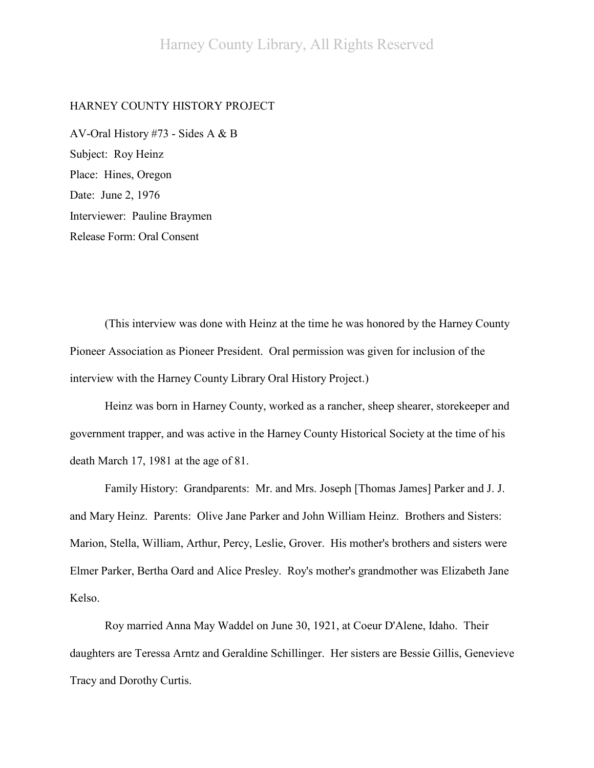HARNEY COUNTY HISTORY PROJECT

AV-Oral History #73 - Sides A & B
Subject: Roy Heinz
Place: Hines, Oregon
Date: June 2, 1976
Interviewer: Pauline Braymen
Release Form: Oral Consent

(This interview was done with Heinz at the time he was honored by the Harney County Pioneer Association as Pioneer President. Oral permission was given for inclusion of the interview with the Harney County Library Oral History Project.)

Heinz was born in Harney County, worked as a rancher, sheep shearer, storekeeper and government trapper, and was active in the Harney County Historical Society at the time of his death March 17, 1981 at the age of 81.

Family History: Grandparents: Mr. and Mrs. Joseph [Thomas James] Parker and J. J. and Mary Heinz. Parents: Olive Jane Parker and John William Heinz. Brothers and Sisters: Marion, Stella, William, Arthur, Percy, Leslie, Grover. His mother's brothers and sisters were Elmer Parker, Bertha Oard and Alice Presley. Roy's mother's grandmother was Elizabeth Jane Kelso.

Roy married Anna May Waddel on June 30, 1921, at Coeur D'Alene, Idaho. Their daughters are Teressa Arntz and Geraldine Schillinger. Her sisters are Bessie Gillis, Genevieve Tracy and Dorothy Curtis.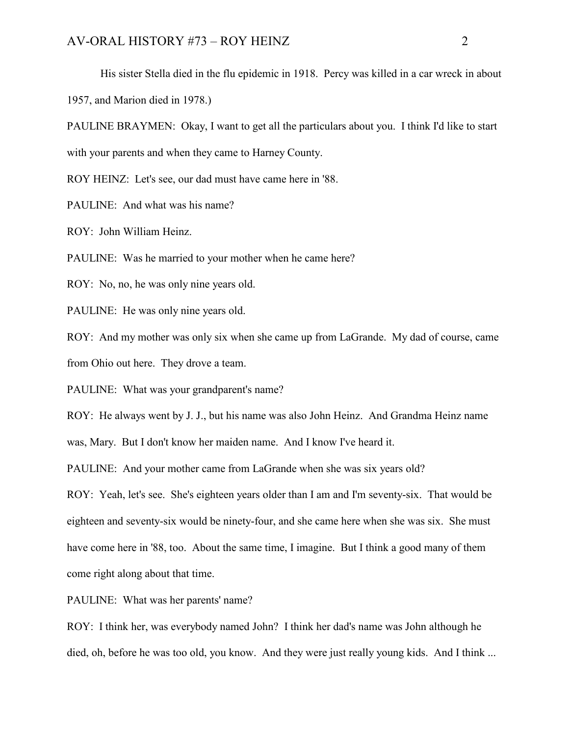His sister Stella died in the flu epidemic in 1918. Percy was killed in a car wreck in about 1957, and Marion died in 1978.)

PAULINE BRAYMEN: Okay, I want to get all the particulars about you. I think I'd like to start with your parents and when they came to Harney County.

ROY HEINZ: Let's see, our dad must have came here in '88.

PAULINE: And what was his name?

ROY: John William Heinz.

PAULINE: Was he married to your mother when he came here?

ROY: No, no, he was only nine years old.

PAULINE: He was only nine years old.

ROY: And my mother was only six when she came up from LaGrande. My dad of course, came from Ohio out here. They drove a team.

PAULINE: What was your grandparent's name?

ROY: He always went by J. J., but his name was also John Heinz. And Grandma Heinz name was, Mary. But I don't know her maiden name. And I know I've heard it.

PAULINE: And your mother came from LaGrande when she was six years old?

ROY: Yeah, let's see. She's eighteen years older than I am and I'm seventy-six. That would be eighteen and seventy-six would be ninety-four, and she came here when she was six. She must have come here in '88, too. About the same time, I imagine. But I think a good many of them come right along about that time.

PAULINE: What was her parents' name?

ROY: I think her, was everybody named John? I think her dad's name was John although he died, oh, before he was too old, you know. And they were just really young kids. And I think ...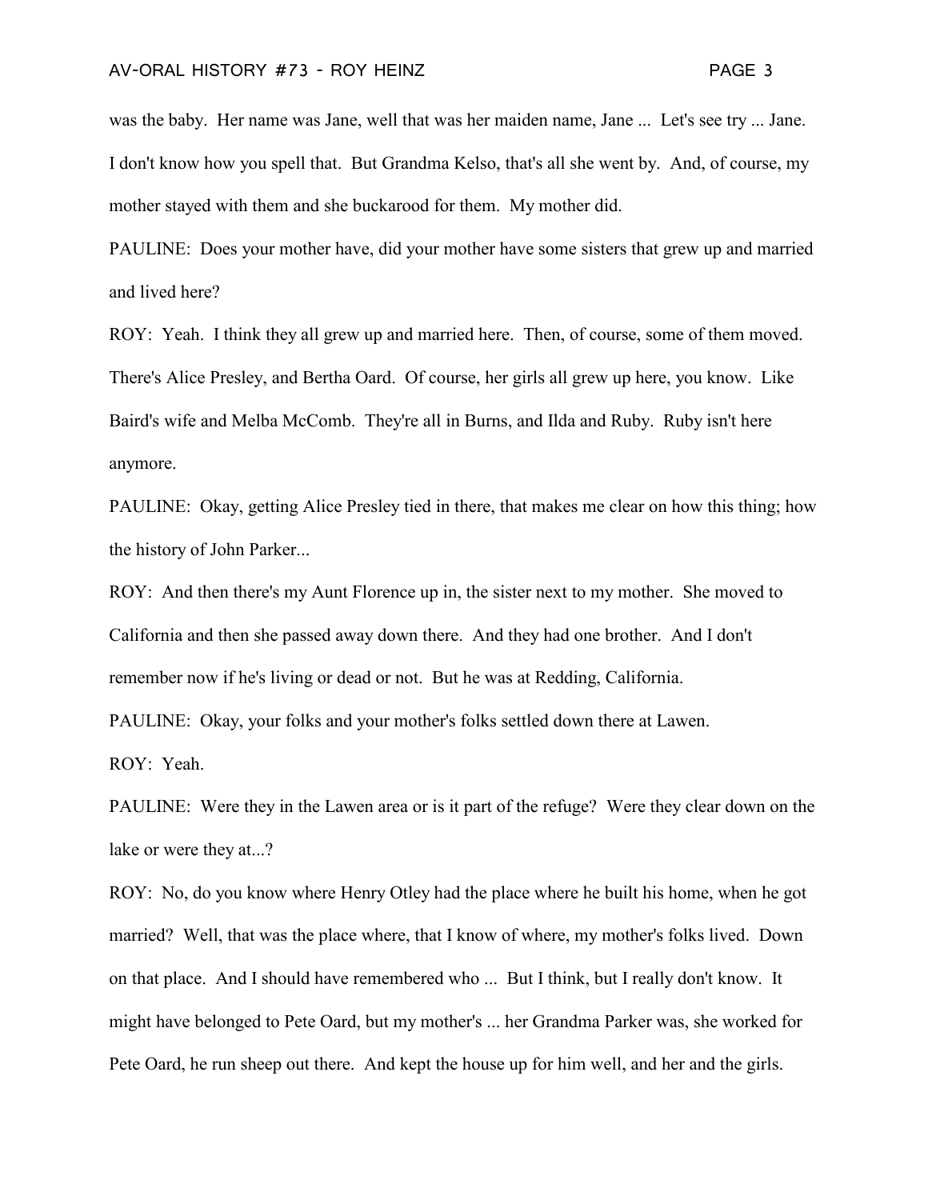was the baby. Her name was Jane, well that was her maiden name, Jane ... Let's see try ... Jane. I don't know how you spell that. But Grandma Kelso, that's all she went by. And, of course, my mother stayed with them and she buckarood for them. My mother did.

PAULINE: Does your mother have, did your mother have some sisters that grew up and married and lived here?

ROY: Yeah. I think they all grew up and married here. Then, of course, some of them moved. There's Alice Presley, and Bertha Oard. Of course, her girls all grew up here, you know. Like Baird's wife and Melba McComb. They're all in Burns, and Ilda and Ruby. Ruby isn't here anymore.

PAULINE: Okay, getting Alice Presley tied in there, that makes me clear on how this thing; how the history of John Parker...

ROY: And then there's my Aunt Florence up in, the sister next to my mother. She moved to California and then she passed away down there. And they had one brother. And I don't remember now if he's living or dead or not. But he was at Redding, California.

PAULINE: Okay, your folks and your mother's folks settled down there at Lawen.

ROY: Yeah.

PAULINE: Were they in the Lawen area or is it part of the refuge? Were they clear down on the lake or were they at...?

ROY: No, do you know where Henry Otley had the place where he built his home, when he got married? Well, that was the place where, that I know of where, my mother's folks lived. Down on that place. And I should have remembered who ... But I think, but I really don't know. It might have belonged to Pete Oard, but my mother's ... her Grandma Parker was, she worked for Pete Oard, he run sheep out there. And kept the house up for him well, and her and the girls.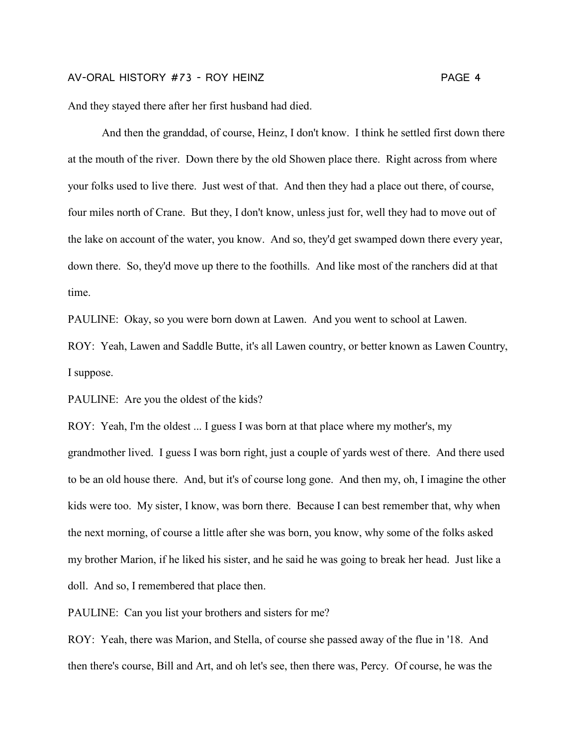And they stayed there after her first husband had died.

And then the granddad, of course, Heinz, I don't know. I think he settled first down there at the mouth of the river. Down there by the old Showen place there. Right across from where your folks used to live there. Just west of that. And then they had a place out there, of course, four miles north of Crane. But they, I don't know, unless just for, well they had to move out of the lake on account of the water, you know. And so, they'd get swamped down there every year, down there. So, they'd move up there to the foothills. And like most of the ranchers did at that time.

PAULINE: Okay, so you were born down at Lawen. And you went to school at Lawen.

ROY: Yeah, Lawen and Saddle Butte, it's all Lawen country, or better known as Lawen Country, I suppose.

PAULINE: Are you the oldest of the kids?

ROY: Yeah, I'm the oldest ... I guess I was born at that place where my mother's, my grandmother lived. I guess I was born right, just a couple of yards west of there. And there used to be an old house there. And, but it's of course long gone. And then my, oh, I imagine the other kids were too. My sister, I know, was born there. Because I can best remember that, why when the next morning, of course a little after she was born, you know, why some of the folks asked my brother Marion, if he liked his sister, and he said he was going to break her head. Just like a doll. And so, I remembered that place then.

PAULINE: Can you list your brothers and sisters for me?

ROY: Yeah, there was Marion, and Stella, of course she passed away of the flue in '18. And then there's course, Bill and Art, and oh let's see, then there was, Percy. Of course, he was the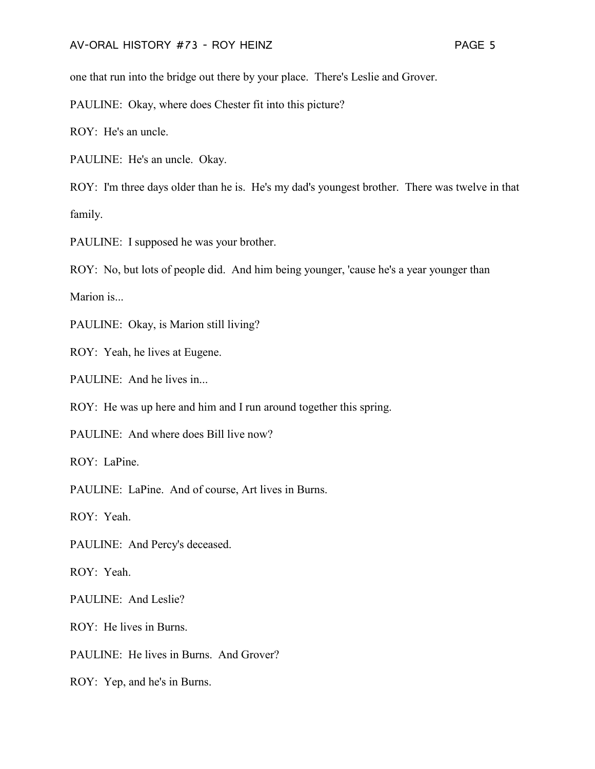one that run into the bridge out there by your place. There's Leslie and Grover.

PAULINE: Okay, where does Chester fit into this picture?

ROY: He's an uncle.

PAULINE: He's an uncle. Okay.

ROY: I'm three days older than he is. He's my dad's youngest brother. There was twelve in that family.

PAULINE: I supposed he was your brother.

ROY: No, but lots of people did. And him being younger, 'cause he's a year younger than Marion is...

PAULINE: Okay, is Marion still living?

ROY: Yeah, he lives at Eugene.

PAULINE: And he lives in...

ROY: He was up here and him and I run around together this spring.

PAULINE: And where does Bill live now?

ROY: LaPine.

PAULINE: LaPine. And of course, Art lives in Burns.

ROY: Yeah.

PAULINE: And Percy's deceased.

ROY: Yeah.

PAULINE: And Leslie?

ROY: He lives in Burns.

PAULINE: He lives in Burns. And Grover?

ROY: Yep, and he's in Burns.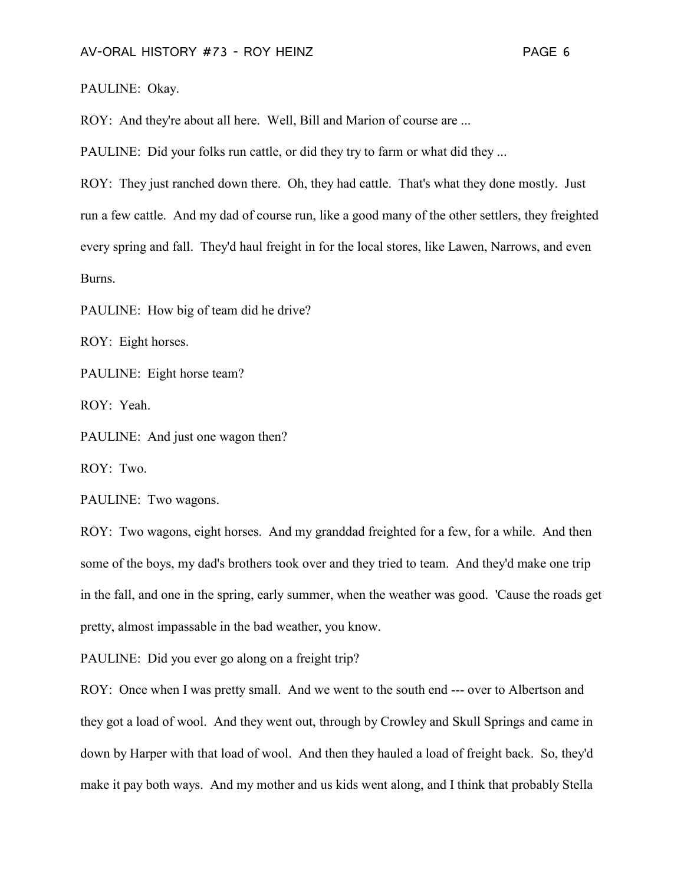PAULINE: Okay.

ROY: And they're about all here. Well, Bill and Marion of course are ...

PAULINE: Did your folks run cattle, or did they try to farm or what did they ...

ROY: They just ranched down there. Oh, they had cattle. That's what they done mostly. Just run a few cattle. And my dad of course run, like a good many of the other settlers, they freighted every spring and fall. They'd haul freight in for the local stores, like Lawen, Narrows, and even Burns.

PAULINE: How big of team did he drive?

ROY: Eight horses.

PAULINE: Eight horse team?

ROY: Yeah.

PAULINE: And just one wagon then?

ROY: Two.

PAULINE: Two wagons.

ROY: Two wagons, eight horses. And my granddad freighted for a few, for a while. And then some of the boys, my dad's brothers took over and they tried to team. And they'd make one trip in the fall, and one in the spring, early summer, when the weather was good. 'Cause the roads get pretty, almost impassable in the bad weather, you know.

PAULINE: Did you ever go along on a freight trip?

ROY: Once when I was pretty small. And we went to the south end --- over to Albertson and they got a load of wool. And they went out, through by Crowley and Skull Springs and came in down by Harper with that load of wool. And then they hauled a load of freight back. So, they'd make it pay both ways. And my mother and us kids went along, and I think that probably Stella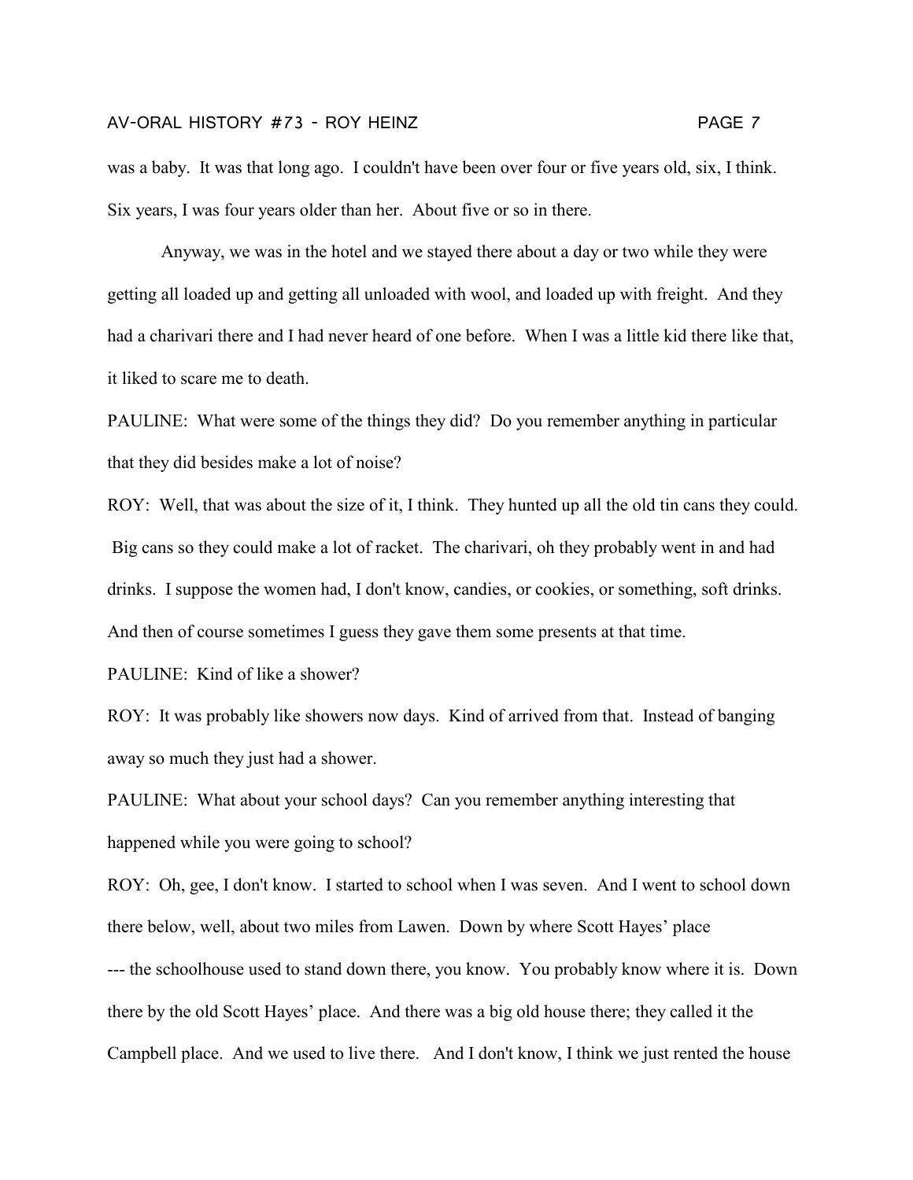was a baby. It was that long ago. I couldn't have been over four or five years old, six, I think. Six years, I was four years older than her. About five or so in there.

Anyway, we was in the hotel and we stayed there about a day or two while they were getting all loaded up and getting all unloaded with wool, and loaded up with freight. And they had a charivari there and I had never heard of one before. When I was a little kid there like that, it liked to scare me to death.

PAULINE: What were some of the things they did? Do you remember anything in particular that they did besides make a lot of noise?

ROY: Well, that was about the size of it, I think. They hunted up all the old tin cans they could. Big cans so they could make a lot of racket. The charivari, oh they probably went in and had drinks. I suppose the women had, I don't know, candies, or cookies, or something, soft drinks. And then of course sometimes I guess they gave them some presents at that time.

PAULINE: Kind of like a shower?

ROY: It was probably like showers now days. Kind of arrived from that. Instead of banging away so much they just had a shower.

PAULINE: What about your school days? Can you remember anything interesting that happened while you were going to school?

ROY: Oh, gee, I don't know. I started to school when I was seven. And I went to school down there below, well, about two miles from Lawen. Down by where Scott Hayes' place --- the schoolhouse used to stand down there, you know. You probably know where it is. Down there by the old Scott Hayes' place. And there was a big old house there; they called it the Campbell place. And we used to live there. And I don't know, I think we just rented the house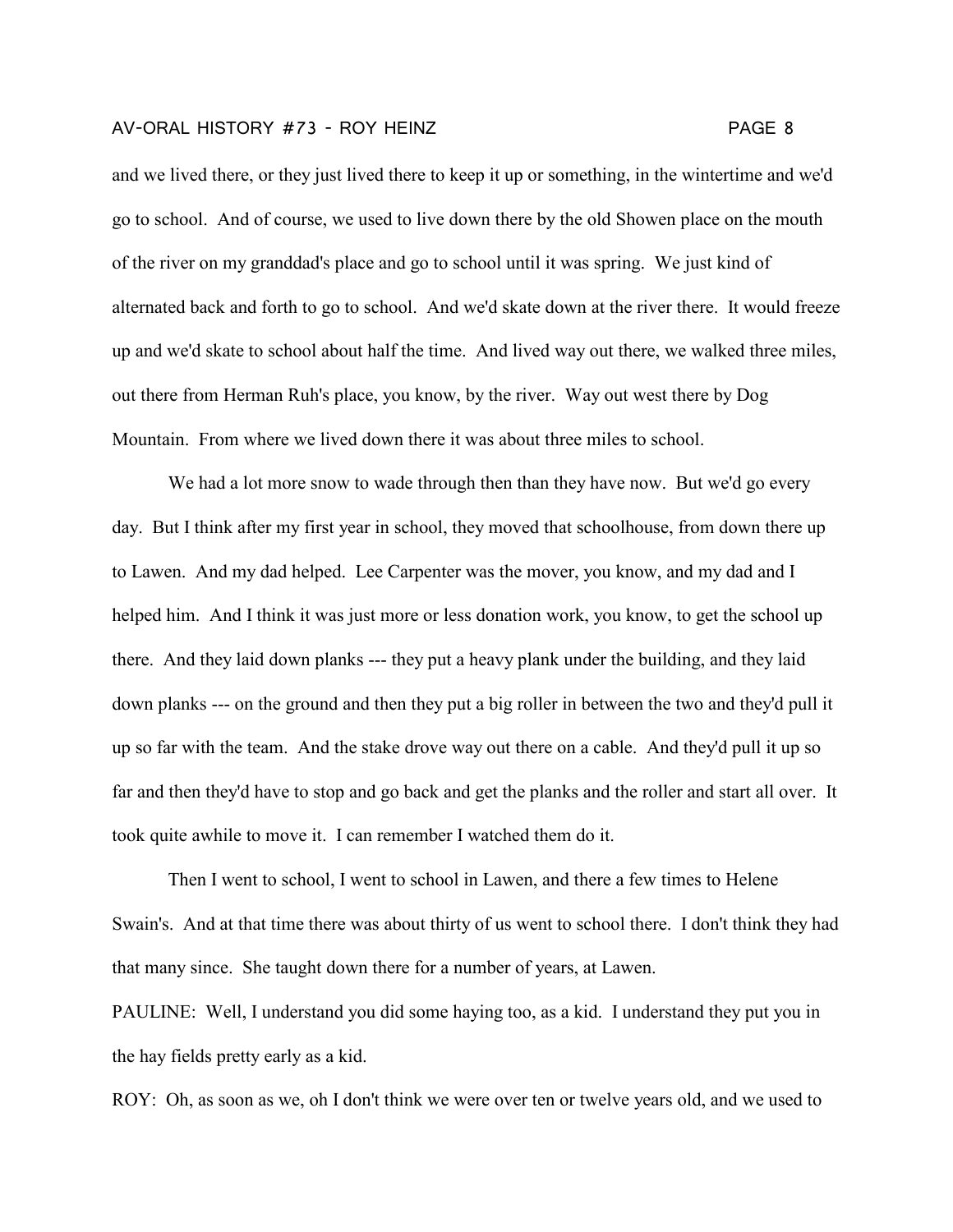and we lived there, or they just lived there to keep it up or something, in the wintertime and we'd go to school. And of course, we used to live down there by the old Showen place on the mouth of the river on my granddad's place and go to school until it was spring. We just kind of alternated back and forth to go to school. And we'd skate down at the river there. It would freeze up and we'd skate to school about half the time. And lived way out there, we walked three miles, out there from Herman Ruh's place, you know, by the river. Way out west there by Dog Mountain. From where we lived down there it was about three miles to school.

We had a lot more snow to wade through then than they have now. But we'd go every day. But I think after my first year in school, they moved that schoolhouse, from down there up to Lawen. And my dad helped. Lee Carpenter was the mover, you know, and my dad and I helped him. And I think it was just more or less donation work, you know, to get the school up there. And they laid down planks --- they put a heavy plank under the building, and they laid down planks --- on the ground and then they put a big roller in between the two and they'd pull it up so far with the team. And the stake drove way out there on a cable. And they'd pull it up so far and then they'd have to stop and go back and get the planks and the roller and start all over. It took quite awhile to move it. I can remember I watched them do it.

Then I went to school, I went to school in Lawen, and there a few times to Helene Swain's. And at that time there was about thirty of us went to school there. I don't think they had that many since. She taught down there for a number of years, at Lawen.

PAULINE: Well, I understand you did some haying too, as a kid. I understand they put you in the hay fields pretty early as a kid.

ROY: Oh, as soon as we, oh I don't think we were over ten or twelve years old, and we used to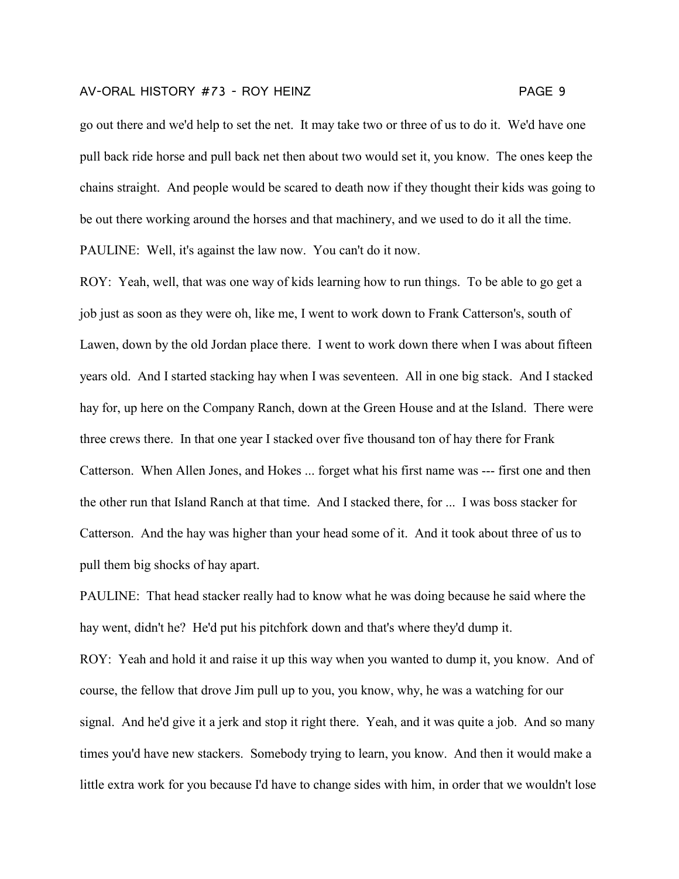go out there and we'd help to set the net. It may take two or three of us to do it. We'd have one pull back ride horse and pull back net then about two would set it, you know. The ones keep the chains straight. And people would be scared to death now if they thought their kids was going to be out there working around the horses and that machinery, and we used to do it all the time.

PAULINE: Well, it's against the law now. You can't do it now.

ROY: Yeah, well, that was one way of kids learning how to run things. To be able to go get a job just as soon as they were oh, like me, I went to work down to Frank Catterson's, south of Lawen, down by the old Jordan place there. I went to work down there when I was about fifteen years old. And I started stacking hay when I was seventeen. All in one big stack. And I stacked hay for, up here on the Company Ranch, down at the Green House and at the Island. There were three crews there. In that one year I stacked over five thousand ton of hay there for Frank Catterson. When Allen Jones, and Hokes ... forget what his first name was --- first one and then the other run that Island Ranch at that time. And I stacked there, for ... I was boss stacker for Catterson. And the hay was higher than your head some of it. And it took about three of us to pull them big shocks of hay apart.

PAULINE: That head stacker really had to know what he was doing because he said where the hay went, didn't he? He'd put his pitchfork down and that's where they'd dump it.

ROY: Yeah and hold it and raise it up this way when you wanted to dump it, you know. And of course, the fellow that drove Jim pull up to you, you know, why, he was a watching for our signal. And he'd give it a jerk and stop it right there. Yeah, and it was quite a job. And so many times you'd have new stackers. Somebody trying to learn, you know. And then it would make a little extra work for you because I'd have to change sides with him, in order that we wouldn't lose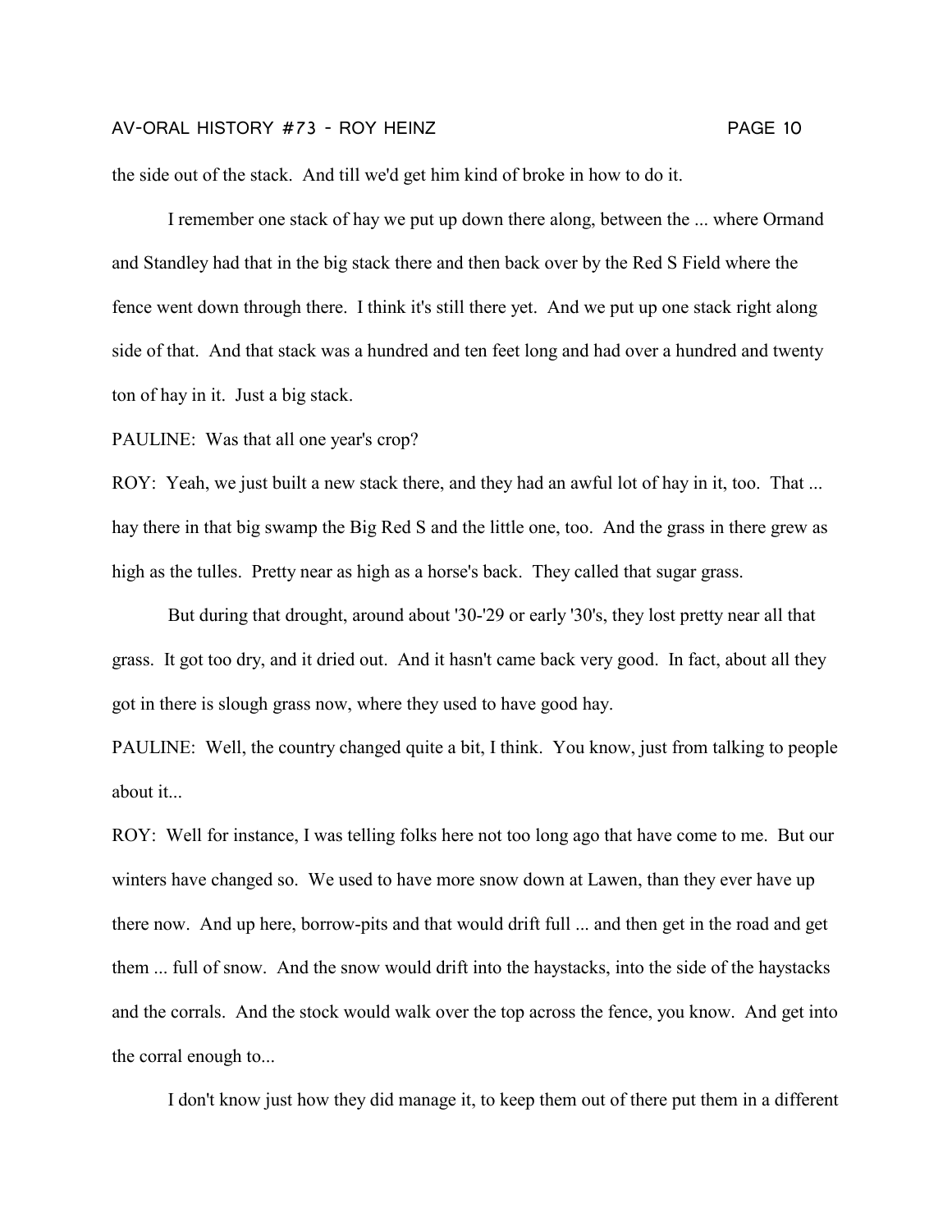the side out of the stack. And till we'd get him kind of broke in how to do it.

I remember one stack of hay we put up down there along, between the ... where Ormand and Standley had that in the big stack there and then back over by the Red S Field where the fence went down through there. I think it's still there yet. And we put up one stack right along side of that. And that stack was a hundred and ten feet long and had over a hundred and twenty ton of hay in it. Just a big stack.

PAULINE: Was that all one year's crop?

ROY: Yeah, we just built a new stack there, and they had an awful lot of hay in it, too. That ... hay there in that big swamp the Big Red S and the little one, too. And the grass in there grew as high as the tulles. Pretty near as high as a horse's back. They called that sugar grass.

But during that drought, around about '30-'29 or early '30's, they lost pretty near all that grass. It got too dry, and it dried out. And it hasn't came back very good. In fact, about all they got in there is slough grass now, where they used to have good hay.

PAULINE: Well, the country changed quite a bit, I think. You know, just from talking to people about it...

ROY: Well for instance, I was telling folks here not too long ago that have come to me. But our winters have changed so. We used to have more snow down at Lawen, than they ever have up there now. And up here, borrow-pits and that would drift full ... and then get in the road and get them ... full of snow. And the snow would drift into the haystacks, into the side of the haystacks and the corrals. And the stock would walk over the top across the fence, you know. And get into the corral enough to...

I don't know just how they did manage it, to keep them out of there put them in a different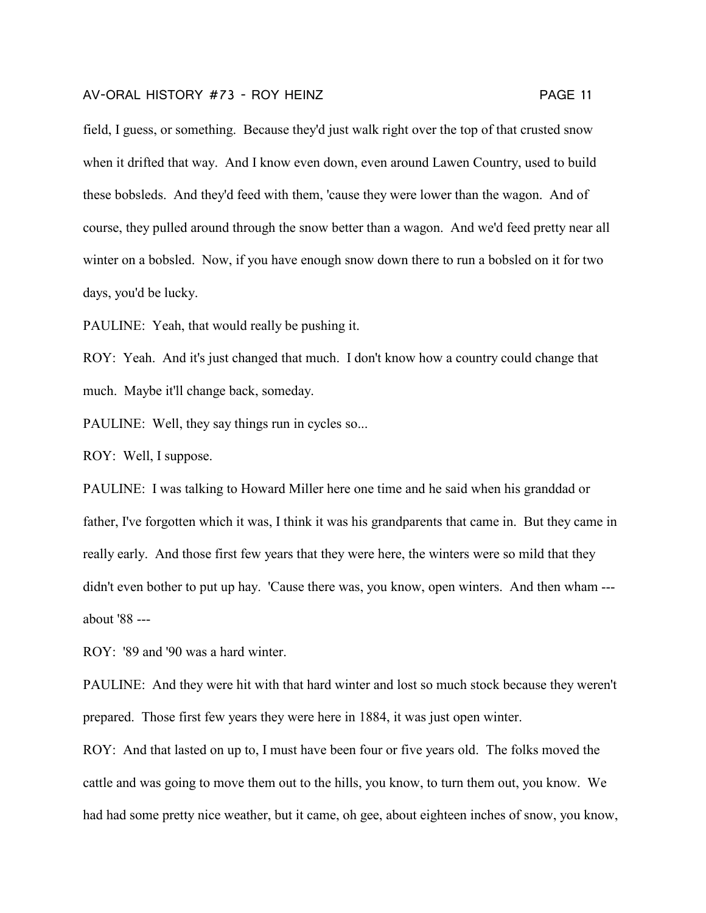field, I guess, or something. Because they'd just walk right over the top of that crusted snow when it drifted that way. And I know even down, even around Lawen Country, used to build these bobsleds. And they'd feed with them, 'cause they were lower than the wagon. And of course, they pulled around through the snow better than a wagon. And we'd feed pretty near all winter on a bobsled. Now, if you have enough snow down there to run a bobsled on it for two days, you'd be lucky.

PAULINE: Yeah, that would really be pushing it.

ROY: Yeah. And it's just changed that much. I don't know how a country could change that much. Maybe it'll change back, someday.

PAULINE: Well, they say things run in cycles so...

ROY: Well, I suppose.

PAULINE: I was talking to Howard Miller here one time and he said when his granddad or father, I've forgotten which it was, I think it was his grandparents that came in. But they came in really early. And those first few years that they were here, the winters were so mild that they didn't even bother to put up hay. 'Cause there was, you know, open winters. And then wham --- about '88 ---

ROY: '89 and '90 was a hard winter.

PAULINE: And they were hit with that hard winter and lost so much stock because they weren't prepared. Those first few years they were here in 1884, it was just open winter.

ROY: And that lasted on up to, I must have been four or five years old. The folks moved the cattle and was going to move them out to the hills, you know, to turn them out, you know. We had had some pretty nice weather, but it came, oh gee, about eighteen inches of snow, you know,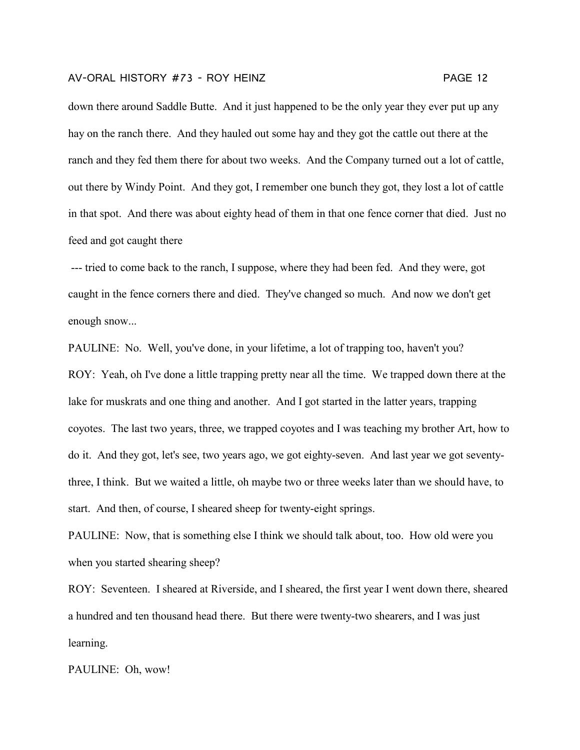down there around Saddle Butte. And it just happened to be the only year they ever put up any hay on the ranch there. And they hauled out some hay and they got the cattle out there at the ranch and they fed them there for about two weeks. And the Company turned out a lot of cattle, out there by Windy Point. And they got, I remember one bunch they got, they lost a lot of cattle in that spot. And there was about eighty head of them in that one fence corner that died. Just no feed and got caught there

--- tried to come back to the ranch, I suppose, where they had been fed. And they were, got caught in the fence corners there and died. They've changed so much. And now we don't get enough snow...

PAULINE: No. Well, you've done, in your lifetime, a lot of trapping too, haven't you?

ROY: Yeah, oh I've done a little trapping pretty near all the time. We trapped down there at the lake for muskrats and one thing and another. And I got started in the latter years, trapping coyotes. The last two years, three, we trapped coyotes and I was teaching my brother Art, how to do it. And they got, let's see, two years ago, we got eighty-seven. And last year we got seventy-three, I think. But we waited a little, oh maybe two or three weeks later than we should have, to start. And then, of course, I sheared sheep for twenty-eight springs.

PAULINE: Now, that is something else I think we should talk about, too. How old were you when you started shearing sheep?

ROY: Seventeen. I sheared at Riverside, and I sheared, the first year I went down there, sheared a hundred and ten thousand head there. But there were twenty-two shearers, and I was just learning.

PAULINE: Oh, wow!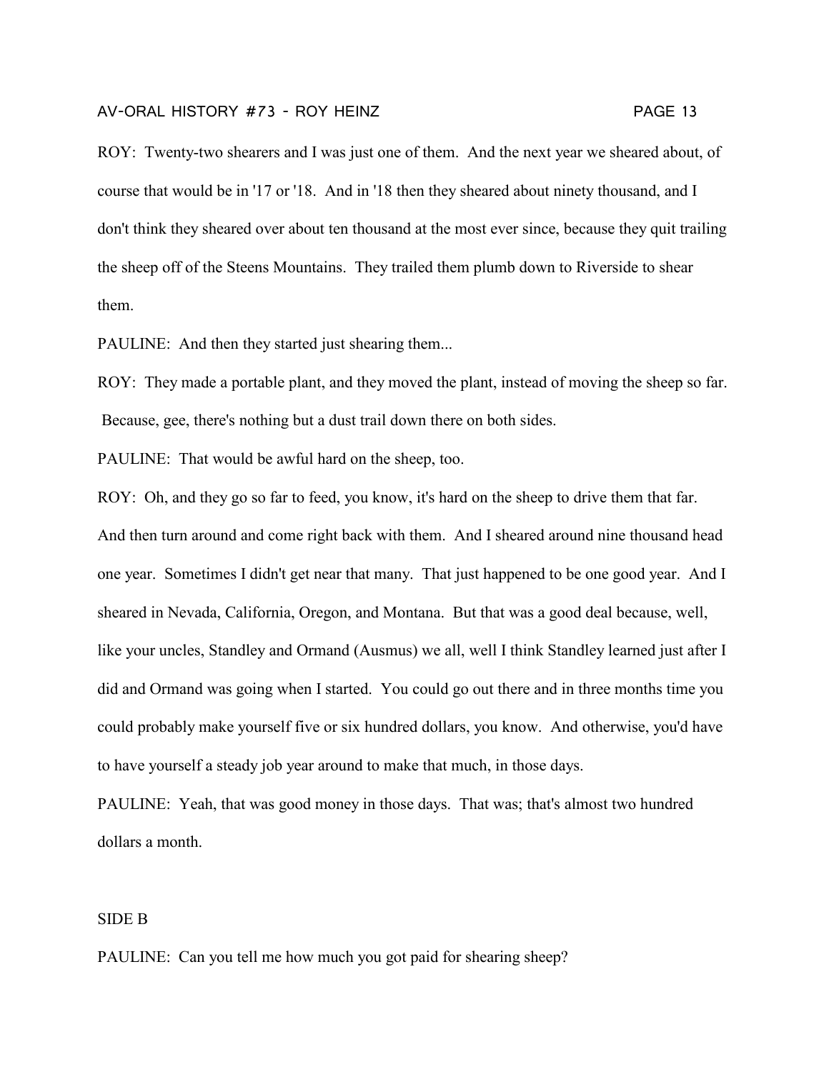ROY: Twenty-two shearers and I was just one of them. And the next year we sheared about, of course that would be in '17 or '18. And in '18 then they sheared about ninety thousand, and I don't think they sheared over about ten thousand at the most ever since, because they quit trailing the sheep off of the Steens Mountains. They trailed them plumb down to Riverside to shear them.

PAULINE: And then they started just shearing them...

ROY: They made a portable plant, and they moved the plant, instead of moving the sheep so far. Because, gee, there's nothing but a dust trail down there on both sides.

PAULINE: That would be awful hard on the sheep, too.

ROY: Oh, and they go so far to feed, you know, it's hard on the sheep to drive them that far. And then turn around and come right back with them. And I sheared around nine thousand head one year. Sometimes I didn't get near that many. That just happened to be one good year. And I sheared in Nevada, California, Oregon, and Montana. But that was a good deal because, well, like your uncles, Standley and Ormand (Ausmus) we all, well I think Standley learned just after I did and Ormand was going when I started. You could go out there and in three months time you could probably make yourself five or six hundred dollars, you know. And otherwise, you'd have to have yourself a steady job year around to make that much, in those days.

PAULINE: Yeah, that was good money in those days. That was; that's almost two hundred dollars a month.

SIDE B

PAULINE: Can you tell me how much you got paid for shearing sheep?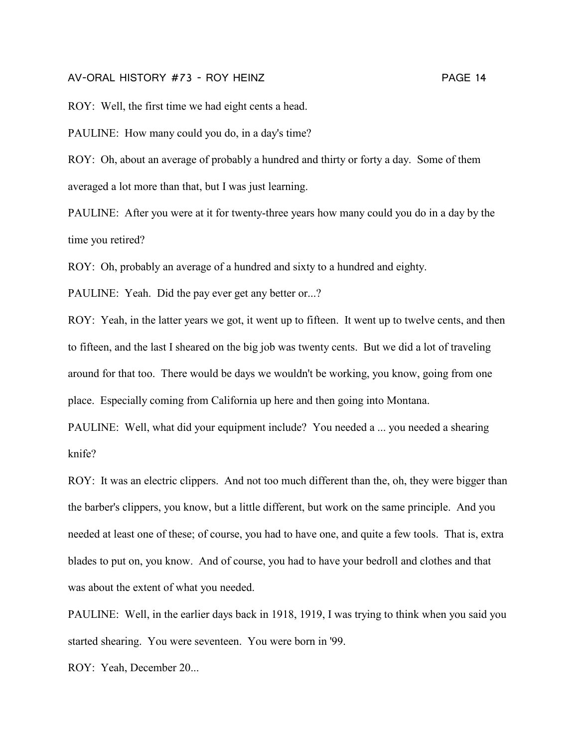ROY: Well, the first time we had eight cents a head.

PAULINE: How many could you do, in a day's time?

ROY: Oh, about an average of probably a hundred and thirty or forty a day. Some of them averaged a lot more than that, but I was just learning.

PAULINE: After you were at it for twenty-three years how many could you do in a day by the time you retired?

ROY: Oh, probably an average of a hundred and sixty to a hundred and eighty.

PAULINE: Yeah. Did the pay ever get any better or...?

ROY: Yeah, in the latter years we got, it went up to fifteen. It went up to twelve cents, and then to fifteen, and the last I sheared on the big job was twenty cents. But we did a lot of traveling around for that too. There would be days we wouldn't be working, you know, going from one place. Especially coming from California up here and then going into Montana.

PAULINE: Well, what did your equipment include? You needed a ... you needed a shearing knife?

ROY: It was an electric clippers. And not too much different than the, oh, they were bigger than the barber's clippers, you know, but a little different, but work on the same principle. And you needed at least one of these; of course, you had to have one, and quite a few tools. That is, extra blades to put on, you know. And of course, you had to have your bedroll and clothes and that was about the extent of what you needed.

PAULINE: Well, in the earlier days back in 1918, 1919, I was trying to think when you said you started shearing. You were seventeen. You were born in '99.

ROY: Yeah, December 20...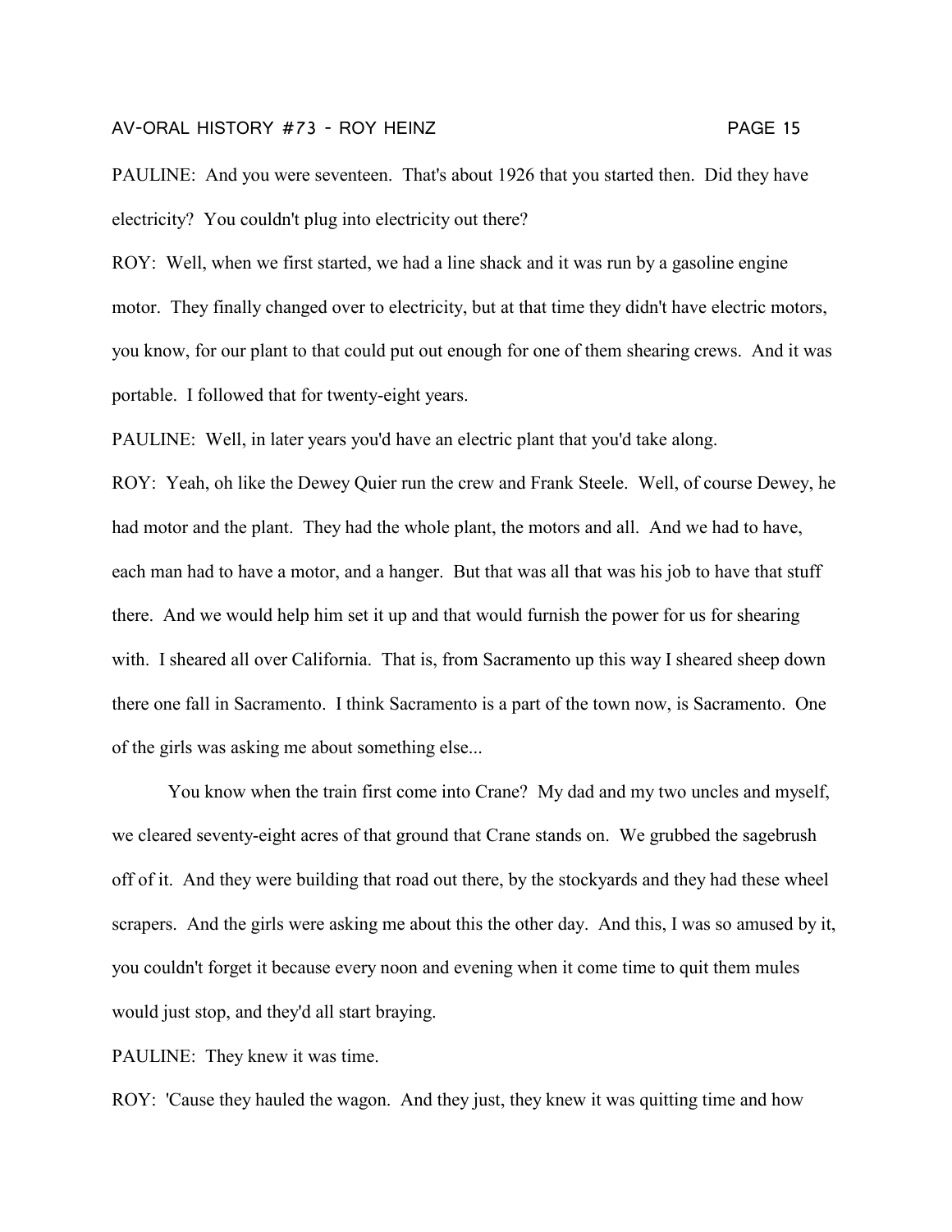PAULINE: And you were seventeen. That's about 1926 that you started then. Did they have electricity? You couldn't plug into electricity out there?

ROY: Well, when we first started, we had a line shack and it was run by a gasoline engine motor. They finally changed over to electricity, but at that time they didn't have electric motors, you know, for our plant to that could put out enough for one of them shearing crews. And it was portable. I followed that for twenty-eight years.

PAULINE: Well, in later years you'd have an electric plant that you'd take along.

ROY: Yeah, oh like the Dewey Quier run the crew and Frank Steele. Well, of course Dewey, he had motor and the plant. They had the whole plant, the motors and all. And we had to have, each man had to have a motor, and a hanger. But that was all that was his job to have that stuff there. And we would help him set it up and that would furnish the power for us for shearing with. I sheared all over California. That is, from Sacramento up this way I sheared sheep down there one fall in Sacramento. I think Sacramento is a part of the town now, is Sacramento. One of the girls was asking me about something else...

You know when the train first come into Crane? My dad and my two uncles and myself, we cleared seventy-eight acres of that ground that Crane stands on. We grubbed the sagebrush off of it. And they were building that road out there, by the stockyards and they had these wheel scrapers. And the girls were asking me about this the other day. And this, I was so amused by it, you couldn't forget it because every noon and evening when it come time to quit them mules would just stop, and they'd all start braying.

PAULINE: They knew it was time.

ROY: 'Cause they hauled the wagon. And they just, they knew it was quitting time and how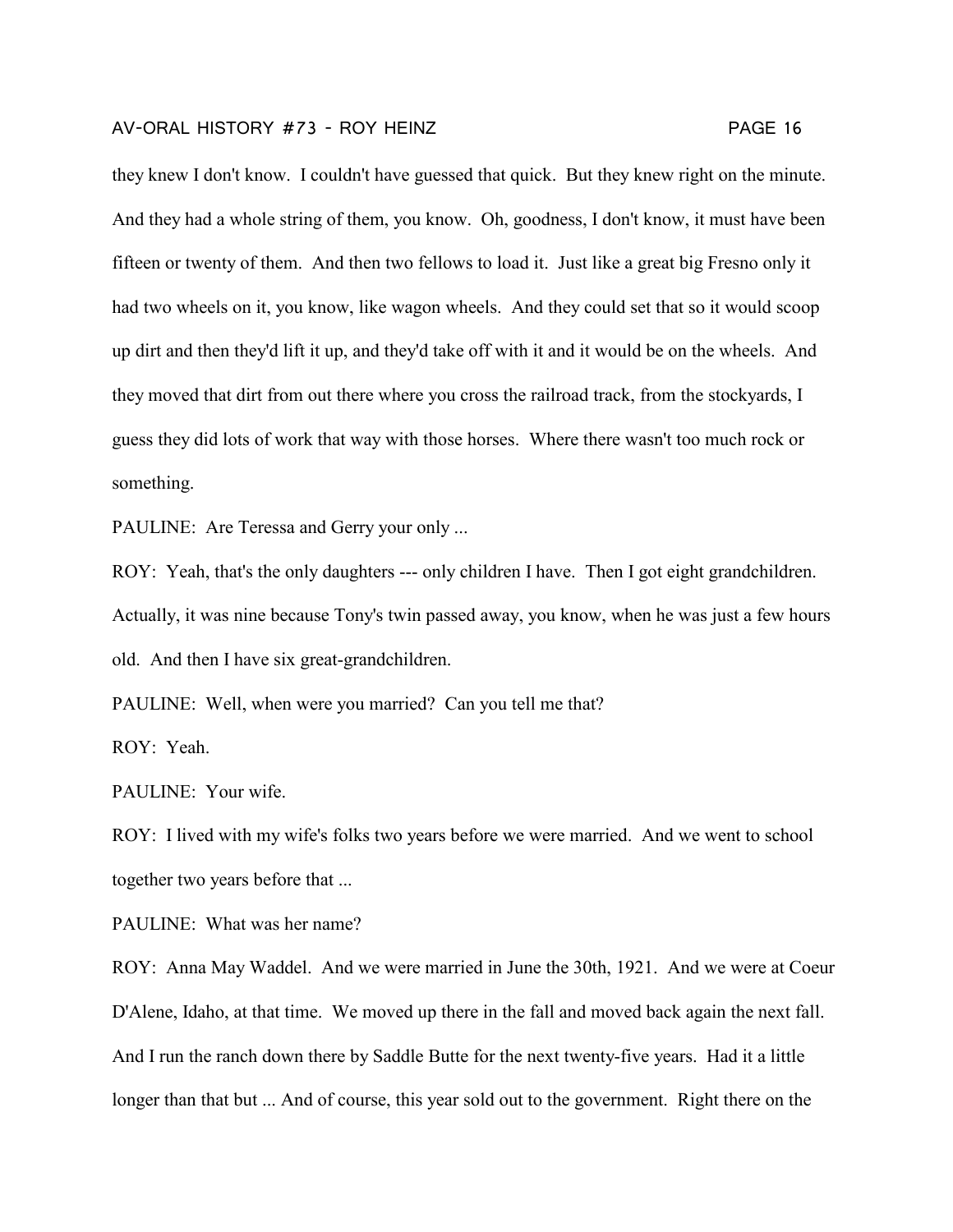they knew I don't know. I couldn't have guessed that quick. But they knew right on the minute. And they had a whole string of them, you know. Oh, goodness, I don't know, it must have been fifteen or twenty of them. And then two fellows to load it. Just like a great big Fresno only it had two wheels on it, you know, like wagon wheels. And they could set that so it would scoop up dirt and then they'd lift it up, and they'd take off with it and it would be on the wheels. And they moved that dirt from out there where you cross the railroad track, from the stockyards, I guess they did lots of work that way with those horses. Where there wasn't too much rock or something.

PAULINE: Are Teressa and Gerry your only ...

ROY: Yeah, that's the only daughters --- only children I have. Then I got eight grandchildren. Actually, it was nine because Tony's twin passed away, you know, when he was just a few hours old. And then I have six great-grandchildren.

PAULINE: Well, when were you married? Can you tell me that?

ROY: Yeah.

PAULINE: Your wife.

ROY: I lived with my wife's folks two years before we were married. And we went to school together two years before that ...

PAULINE: What was her name?

ROY: Anna May Waddel. And we were married in June the 30th, 1921. And we were at Coeur D'Alene, Idaho, at that time. We moved up there in the fall and moved back again the next fall. And I run the ranch down there by Saddle Butte for the next twenty-five years. Had it a little longer than that but ... And of course, this year sold out to the government. Right there on the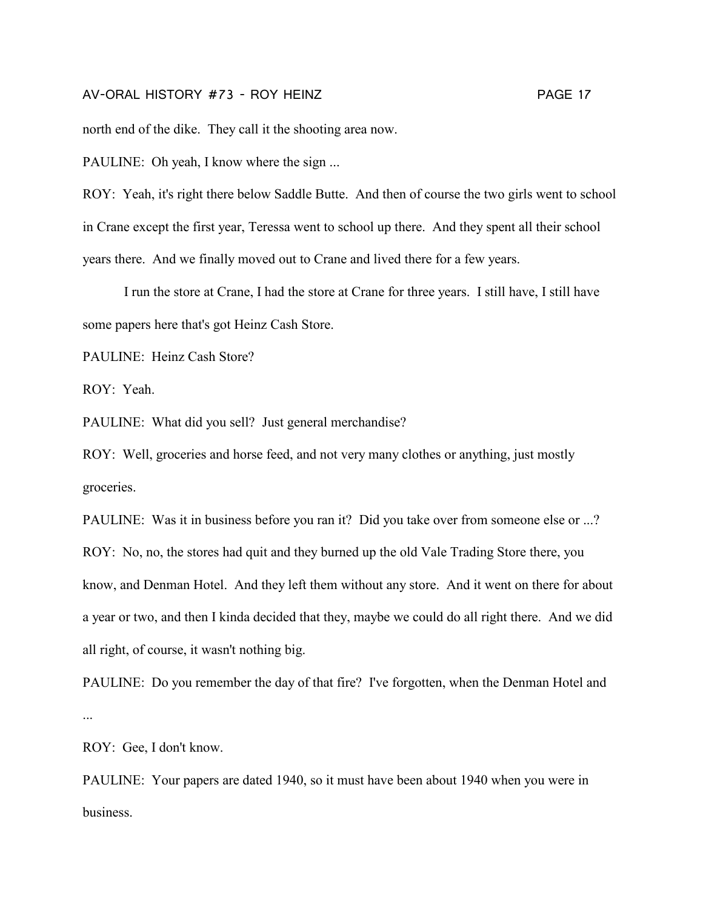north end of the dike. They call it the shooting area now.

PAULINE: Oh yeah, I know where the sign ...

ROY: Yeah, it's right there below Saddle Butte. And then of course the two girls went to school in Crane except the first year, Teressa went to school up there. And they spent all their school years there. And we finally moved out to Crane and lived there for a few years.

I run the store at Crane, I had the store at Crane for three years. I still have, I still have some papers here that's got Heinz Cash Store.

PAULINE: Heinz Cash Store?

ROY: Yeah.

PAULINE: What did you sell? Just general merchandise?

ROY: Well, groceries and horse feed, and not very many clothes or anything, just mostly groceries.

PAULINE: Was it in business before you ran it? Did you take over from someone else or ...?

ROY: No, no, the stores had quit and they burned up the old Vale Trading Store there, you know, and Denman Hotel. And they left them without any store. And it went on there for about a year or two, and then I kinda decided that they, maybe we could do all right there. And we did all right, of course, it wasn't nothing big.

PAULINE: Do you remember the day of that fire? I've forgotten, when the Denman Hotel and ...

ROY: Gee, I don't know.

PAULINE: Your papers are dated 1940, so it must have been about 1940 when you were in business.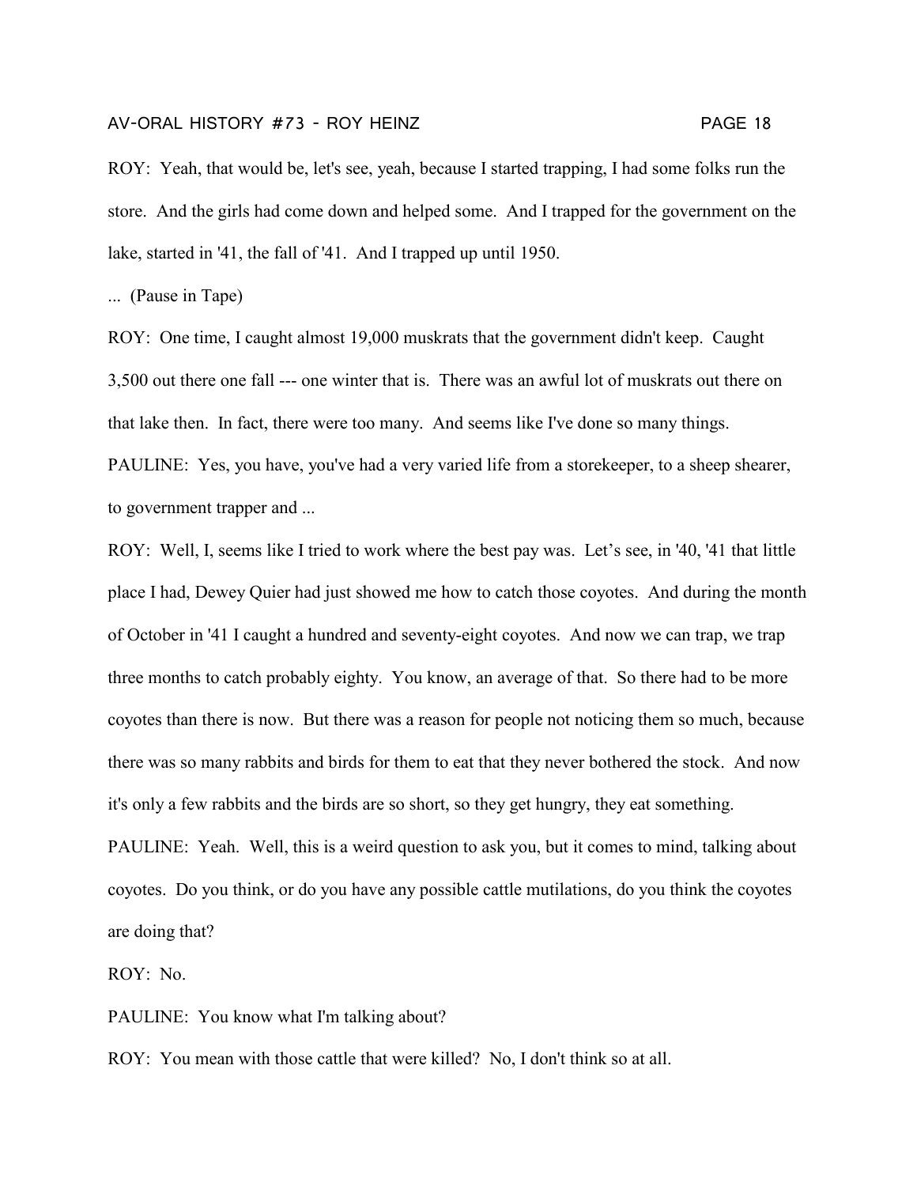ROY: Yeah, that would be, let's see, yeah, because I started trapping, I had some folks run the store. And the girls had come down and helped some. And I trapped for the government on the lake, started in '41, the fall of '41. And I trapped up until 1950.

... (Pause in Tape)

ROY: One time, I caught almost 19,000 muskrats that the government didn't keep. Caught 3,500 out there one fall --- one winter that is. There was an awful lot of muskrats out there on that lake then. In fact, there were too many. And seems like I've done so many things.

PAULINE: Yes, you have, you've had a very varied life from a storekeeper, to a sheep shearer, to government trapper and ...

ROY: Well, I, seems like I tried to work where the best pay was. Let's see, in '40, '41 that little place I had, Dewey Quier had just showed me how to catch those coyotes. And during the month of October in '41 I caught a hundred and seventy-eight coyotes. And now we can trap, we trap three months to catch probably eighty. You know, an average of that. So there had to be more coyotes than there is now. But there was a reason for people not noticing them so much, because there was so many rabbits and birds for them to eat that they never bothered the stock. And now it's only a few rabbits and the birds are so short, so they get hungry, they eat something.

PAULINE: Yeah. Well, this is a weird question to ask you, but it comes to mind, talking about coyotes. Do you think, or do you have any possible cattle mutilations, do you think the coyotes are doing that?

ROY: No.

PAULINE: You know what I'm talking about?

ROY: You mean with those cattle that were killed? No, I don't think so at all.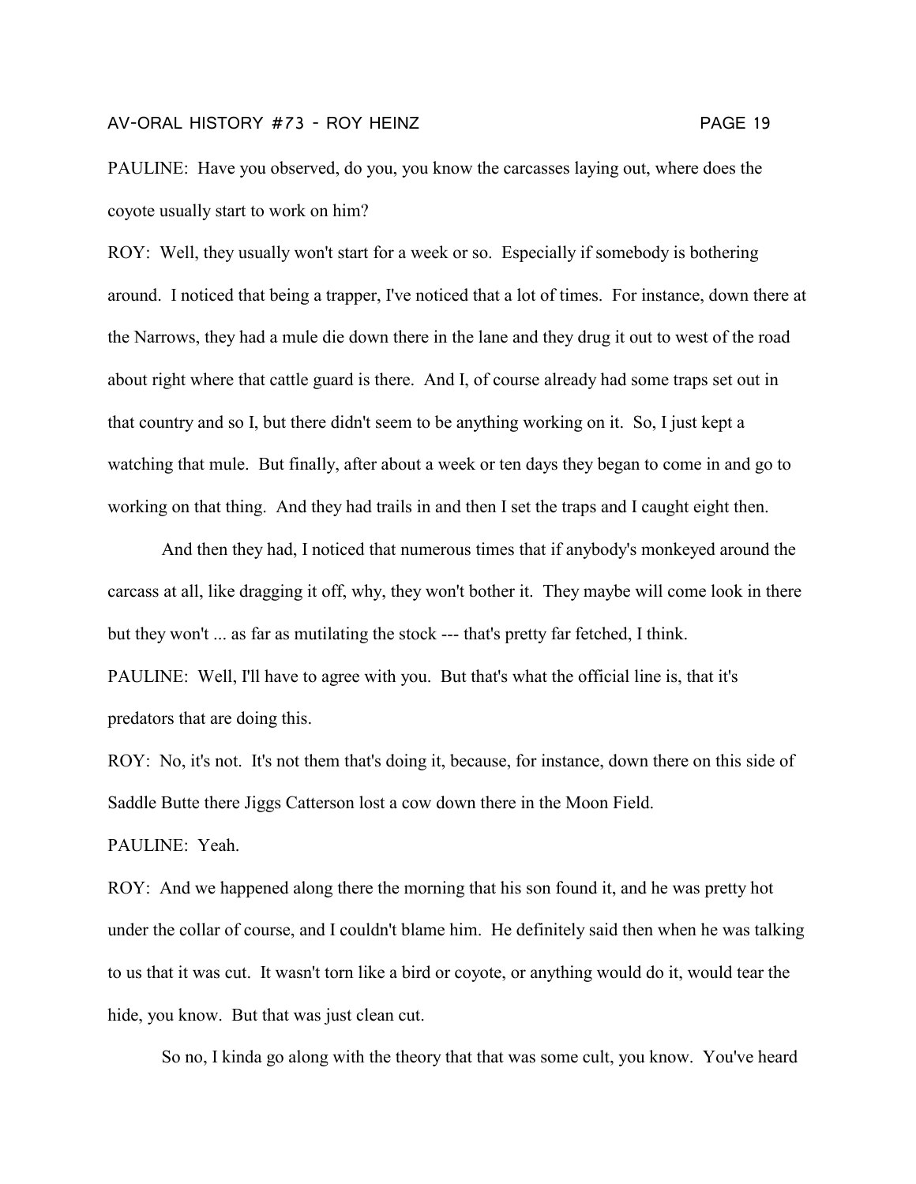PAULINE: Have you observed, do you, you know the carcasses laying out, where does the coyote usually start to work on him?

ROY: Well, they usually won't start for a week or so. Especially if somebody is bothering around. I noticed that being a trapper, I've noticed that a lot of times. For instance, down there at the Narrows, they had a mule die down there in the lane and they drug it out to west of the road about right where that cattle guard is there. And I, of course already had some traps set out in that country and so I, but there didn't seem to be anything working on it. So, I just kept a watching that mule. But finally, after about a week or ten days they began to come in and go to working on that thing. And they had trails in and then I set the traps and I caught eight then.

And then they had, I noticed that numerous times that if anybody's monkeyed around the carcass at all, like dragging it off, why, they won't bother it. They maybe will come look in there but they won't ... as far as mutilating the stock --- that's pretty far fetched, I think.

PAULINE: Well, I'll have to agree with you. But that's what the official line is, that it's predators that are doing this.

ROY: No, it's not. It's not them that's doing it, because, for instance, down there on this side of Saddle Butte there Jiggs Catterson lost a cow down there in the Moon Field.

PAULINE: Yeah.

ROY: And we happened along there the morning that his son found it, and he was pretty hot under the collar of course, and I couldn't blame him. He definitely said then when he was talking to us that it was cut. It wasn't torn like a bird or coyote, or anything would do it, would tear the hide, you know. But that was just clean cut.

So no, I kinda go along with the theory that that was some cult, you know. You've heard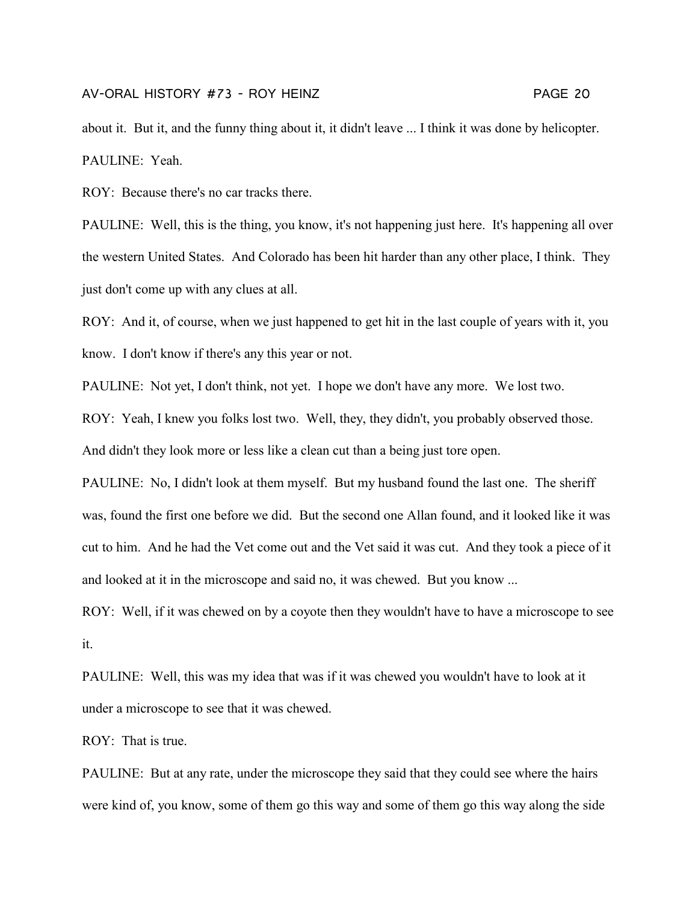about it. But it, and the funny thing about it, it didn't leave ... I think it was done by helicopter.

PAULINE: Yeah.

ROY: Because there's no car tracks there.

PAULINE: Well, this is the thing, you know, it's not happening just here. It's happening all over the western United States. And Colorado has been hit harder than any other place, I think. They just don't come up with any clues at all.

ROY: And it, of course, when we just happened to get hit in the last couple of years with it, you know. I don't know if there's any this year or not.

PAULINE: Not yet, I don't think, not yet. I hope we don't have any more. We lost two.

ROY: Yeah, I knew you folks lost two. Well, they, they didn't, you probably observed those. And didn't they look more or less like a clean cut than a being just tore open.

PAULINE: No, I didn't look at them myself. But my husband found the last one. The sheriff was, found the first one before we did. But the second one Allan found, and it looked like it was cut to him. And he had the Vet come out and the Vet said it was cut. And they took a piece of it and looked at it in the microscope and said no, it was chewed. But you know ...

ROY: Well, if it was chewed on by a coyote then they wouldn't have to have a microscope to see it.

PAULINE: Well, this was my idea that was if it was chewed you wouldn't have to look at it under a microscope to see that it was chewed.

ROY: That is true.

PAULINE: But at any rate, under the microscope they said that they could see where the hairs were kind of, you know, some of them go this way and some of them go this way along the side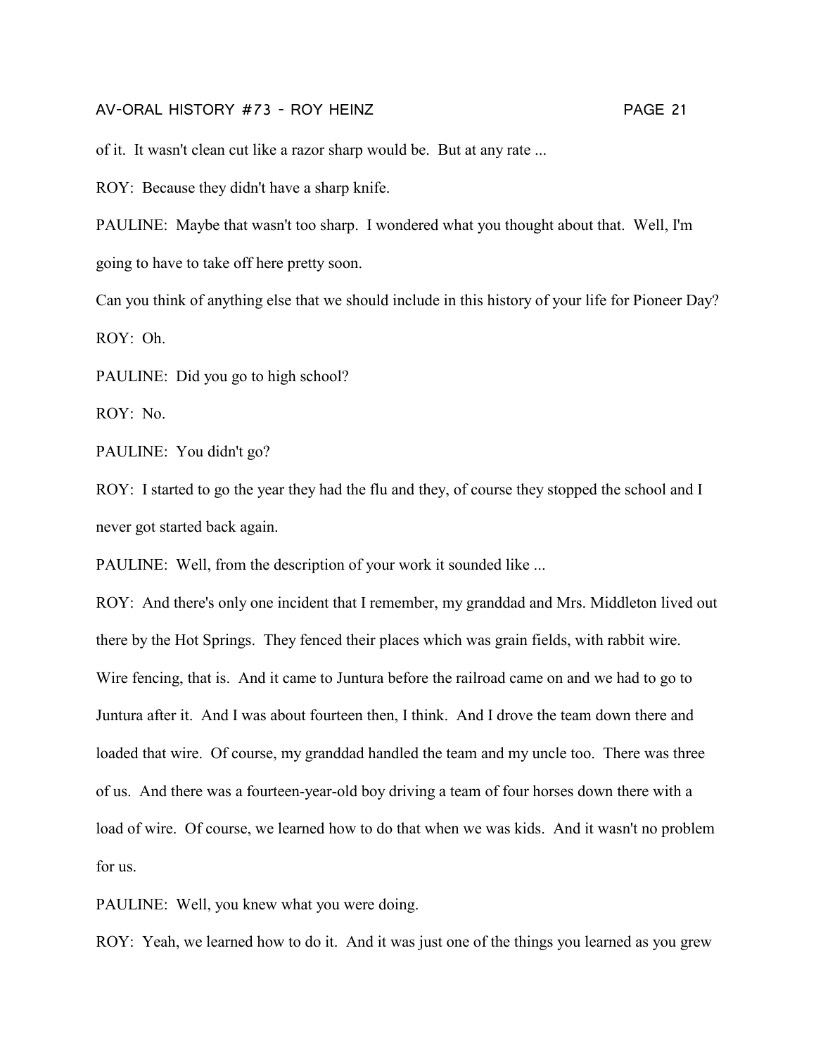of it. It wasn't clean cut like a razor sharp would be. But at any rate ...

ROY: Because they didn't have a sharp knife.

PAULINE: Maybe that wasn't too sharp. I wondered what you thought about that. Well, I'm going to have to take off here pretty soon.

Can you think of anything else that we should include in this history of your life for Pioneer Day?

ROY: Oh.

PAULINE: Did you go to high school?

ROY: No.

PAULINE: You didn't go?

ROY: I started to go the year they had the flu and they, of course they stopped the school and I never got started back again.

PAULINE: Well, from the description of your work it sounded like ...

ROY: And there's only one incident that I remember, my granddad and Mrs. Middleton lived out there by the Hot Springs. They fenced their places which was grain fields, with rabbit wire. Wire fencing, that is. And it came to Juntura before the railroad came on and we had to go to Juntura after it. And I was about fourteen then, I think. And I drove the team down there and loaded that wire. Of course, my granddad handled the team and my uncle too. There was three of us. And there was a fourteen-year-old boy driving a team of four horses down there with a load of wire. Of course, we learned how to do that when we was kids. And it wasn't no problem for us.

PAULINE: Well, you knew what you were doing.

ROY: Yeah, we learned how to do it. And it was just one of the things you learned as you grew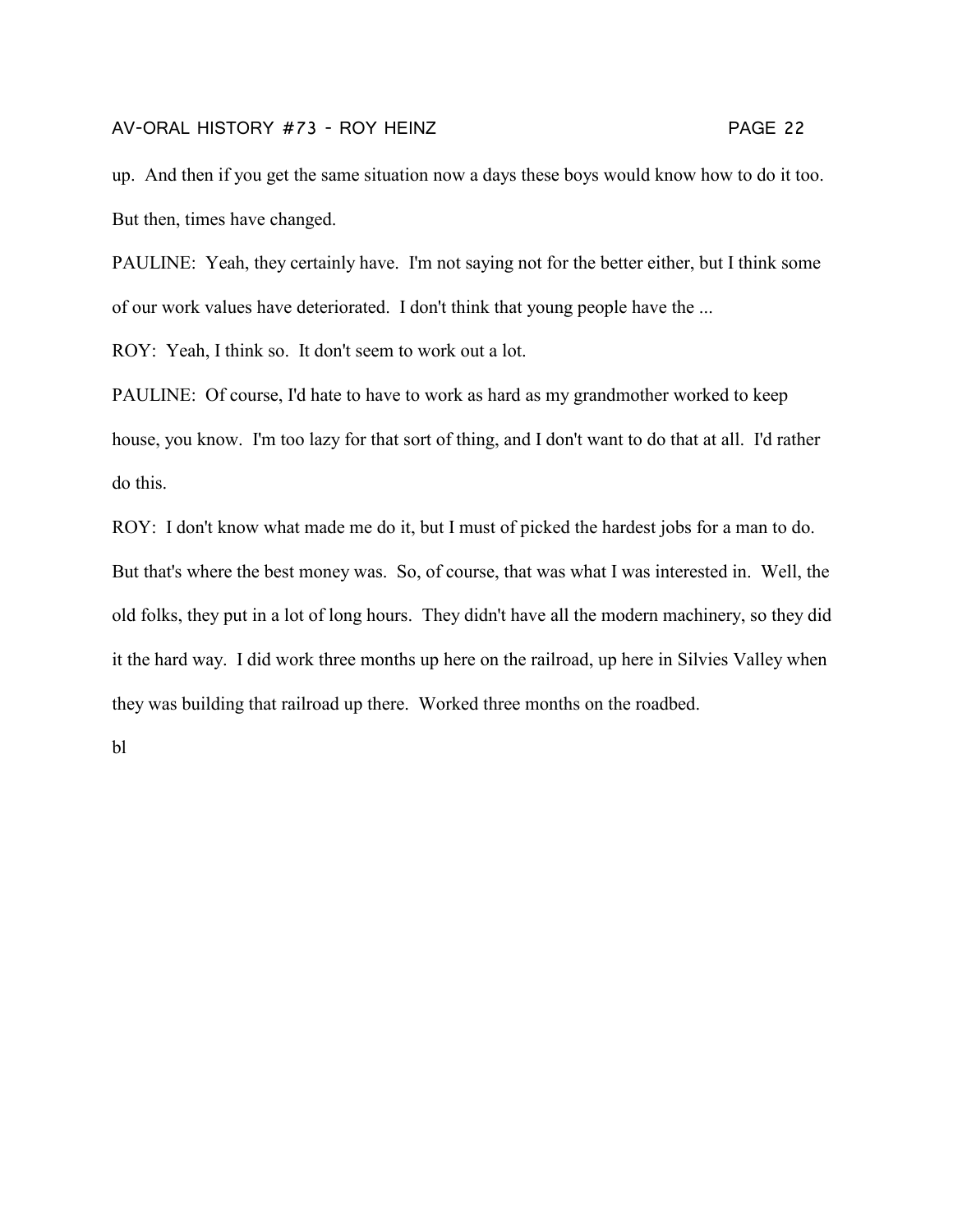up. And then if you get the same situation now a days these boys would know how to do it too. But then, times have changed.

PAULINE: Yeah, they certainly have. I'm not saying not for the better either, but I think some of our work values have deteriorated. I don't think that young people have the ...

ROY: Yeah, I think so. It don't seem to work out a lot.

PAULINE: Of course, I'd hate to have to work as hard as my grandmother worked to keep house, you know. I'm too lazy for that sort of thing, and I don't want to do that at all. I'd rather do this.

ROY: I don't know what made me do it, but I must of picked the hardest jobs for a man to do. But that's where the best money was. So, of course, that was what I was interested in. Well, the old folks, they put in a lot of long hours. They didn't have all the modern machinery, so they did it the hard way. I did work three months up here on the railroad, up here in Silvies Valley when they was building that railroad up there. Worked three months on the roadbed.

bl